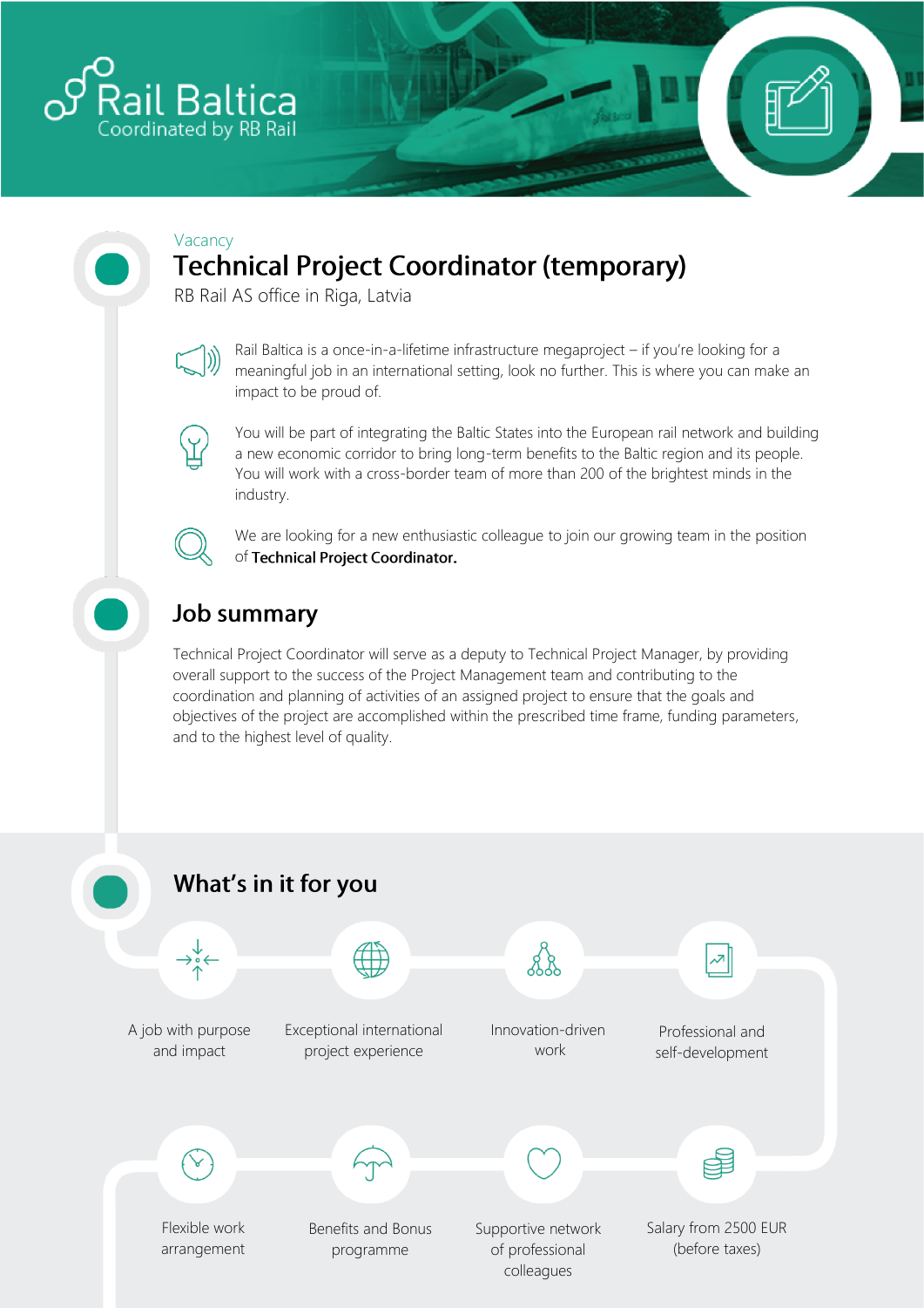Rail Baltica
Coordinated by RB Rail

Vacancy

# Technical Project Coordinator (temporary)

RB Rail AS office in Riga, Latvia

Rail Baltica is a once-in-a-lifetime infrastructure megaproject – if you're looking for a meaningful job in an international setting, look no further. This is where you can make an impact to be proud of.

You will be part of integrating the Baltic States into the European rail network and building a new economic corridor to bring long-term benefits to the Baltic region and its people. You will work with a cross-border team of more than 200 of the brightest minds in the industry.

We are looking for a new enthusiastic colleague to join our growing team in the position of **Technical Project Coordinator.**

## Job summary

Technical Project Coordinator will serve as a deputy to Technical Project Manager, by providing overall support to the success of the Project Management team and contributing to the coordination and planning of activities of an assigned project to ensure that the goals and objectives of the project are accomplished within the prescribed time frame, funding parameters, and to the highest level of quality.

## What's in it for you

- A job with purpose and impact
- Exceptional international project experience
- Innovation-driven work
- Professional and self-development
- Flexible work arrangement
- Benefits and Bonus programme
- Supportive network of professional colleagues
- Salary from 2500 EUR (before taxes)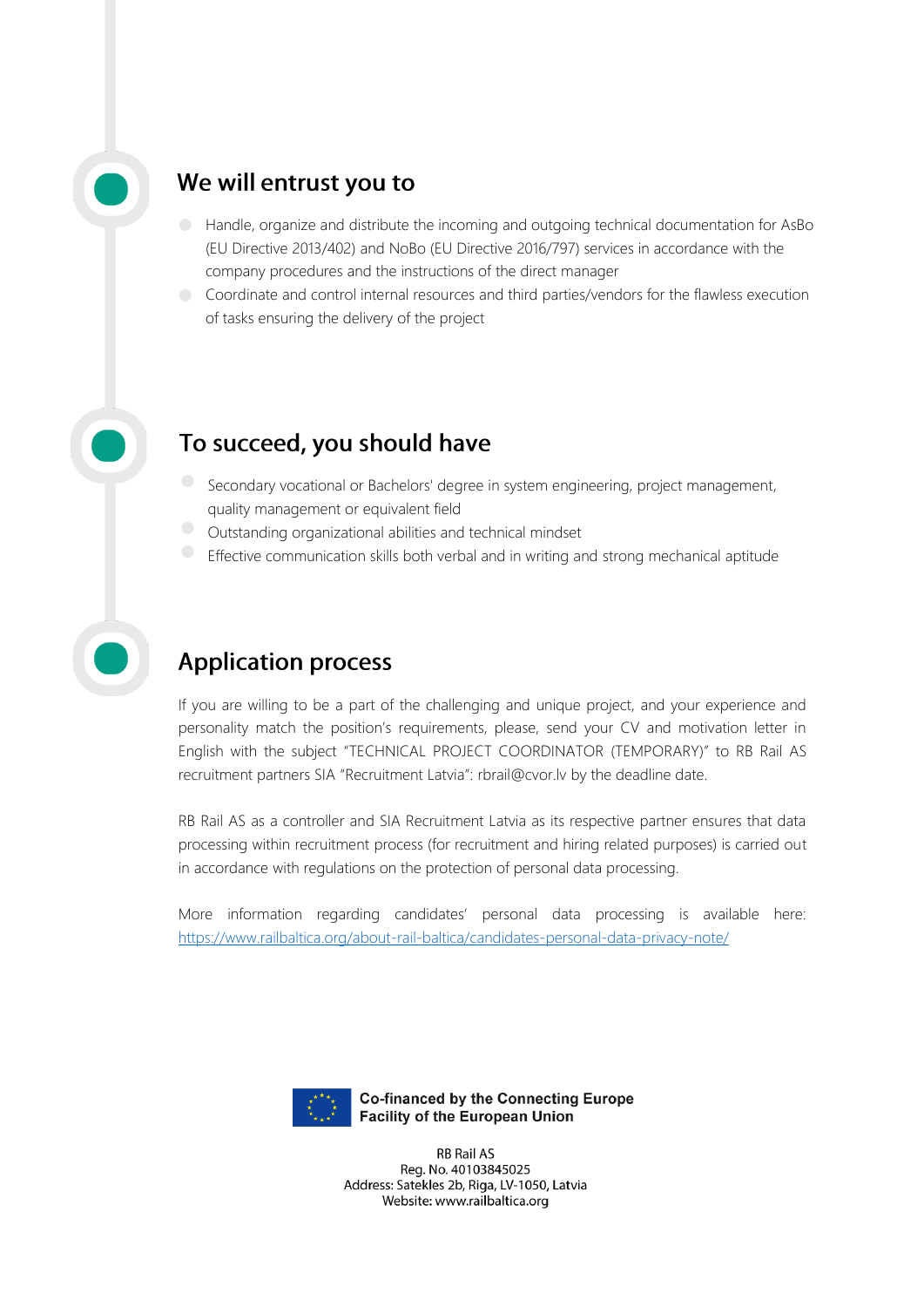## We will entrust you to

- Handle, organize and distribute the incoming and outgoing technical documentation for AsBo (EU Directive 2013/402) and NoBo (EU Directive 2016/797) services in accordance with the company procedures and the instructions of the direct manager
- Coordinate and control internal resources and third parties/vendors for the flawless execution of tasks ensuring the delivery of the project

## To succeed, you should have

- Secondary vocational or Bachelors' degree in system engineering, project management, quality management or equivalent field
- Outstanding organizational abilities and technical mindset
- Effective communication skills both verbal and in writing and strong mechanical aptitude

## Application process

If you are willing to be a part of the challenging and unique project, and your experience and personality match the position's requirements, please, send your CV and motivation letter in English with the subject "TECHNICAL PROJECT COORDINATOR (TEMPORARY)" to RB Rail AS recruitment partners SIA "Recruitment Latvia": rbrail@cvor.lv by the deadline date.

RB Rail AS as a controller and SIA Recruitment Latvia as its respective partner ensures that data processing within recruitment process (for recruitment and hiring related purposes) is carried out in accordance with regulations on the protection of personal data processing.

More information regarding candidates' personal data processing is available here: https://www.railbaltica.org/about-rail-baltica/candidates-personal-data-privacy-note/

**Co-financed by the Connecting Europe Facility of the European Union**

RB Rail AS
Reg. No. 40103845025
Address: Satekles 2b, Riga, LV-1050, Latvia
Website: www.railbaltica.org